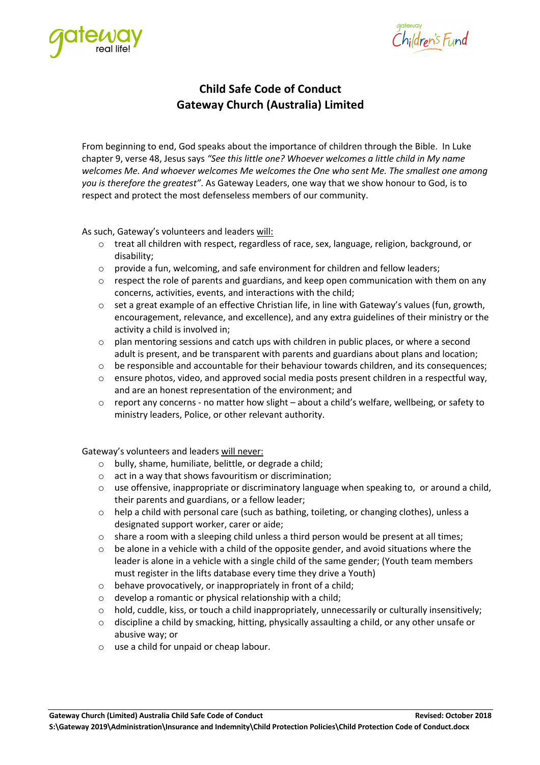# Child Safe Code of Conduct
# Gateway Church (Australia) Limited

From beginning to end, God speaks about the importance of children through the Bible. In Luke chapter 9, verse 48, Jesus says *"See this little one? Whoever welcomes a little child in My name welcomes Me. And whoever welcomes Me welcomes the One who sent Me. The smallest one among you is therefore the greatest"*. As Gateway Leaders, one way that we show honour to God, is to respect and protect the most defenseless members of our community.

As such, Gateway's volunteers and leaders <u>will:</u>

- treat all children with respect, regardless of race, sex, language, religion, background, or disability;
- provide a fun, welcoming, and safe environment for children and fellow leaders;
- respect the role of parents and guardians, and keep open communication with them on any concerns, activities, events, and interactions with the child;
- set a great example of an effective Christian life, in line with Gateway's values (fun, growth, encouragement, relevance, and excellence), and any extra guidelines of their ministry or the activity a child is involved in;
- plan mentoring sessions and catch ups with children in public places, or where a second adult is present, and be transparent with parents and guardians about plans and location;
- be responsible and accountable for their behaviour towards children, and its consequences;
- ensure photos, video, and approved social media posts present children in a respectful way, and are an honest representation of the environment; and
- report any concerns - no matter how slight – about a child's welfare, wellbeing, or safety to ministry leaders, Police, or other relevant authority.

Gateway's volunteers and leaders <u>will never:</u>

- bully, shame, humiliate, belittle, or degrade a child;
- act in a way that shows favouritism or discrimination;
- use offensive, inappropriate or discriminatory language when speaking to, or around a child, their parents and guardians, or a fellow leader;
- help a child with personal care (such as bathing, toileting, or changing clothes), unless a designated support worker, carer or aide;
- share a room with a sleeping child unless a third person would be present at all times;
- be alone in a vehicle with a child of the opposite gender, and avoid situations where the leader is alone in a vehicle with a single child of the same gender; (Youth team members must register in the lifts database every time they drive a Youth)
- behave provocatively, or inappropriately in front of a child;
- develop a romantic or physical relationship with a child;
- hold, cuddle, kiss, or touch a child inappropriately, unnecessarily or culturally insensitively;
- discipline a child by smacking, hitting, physically assaulting a child, or any other unsafe or abusive way; or
- use a child for unpaid or cheap labour.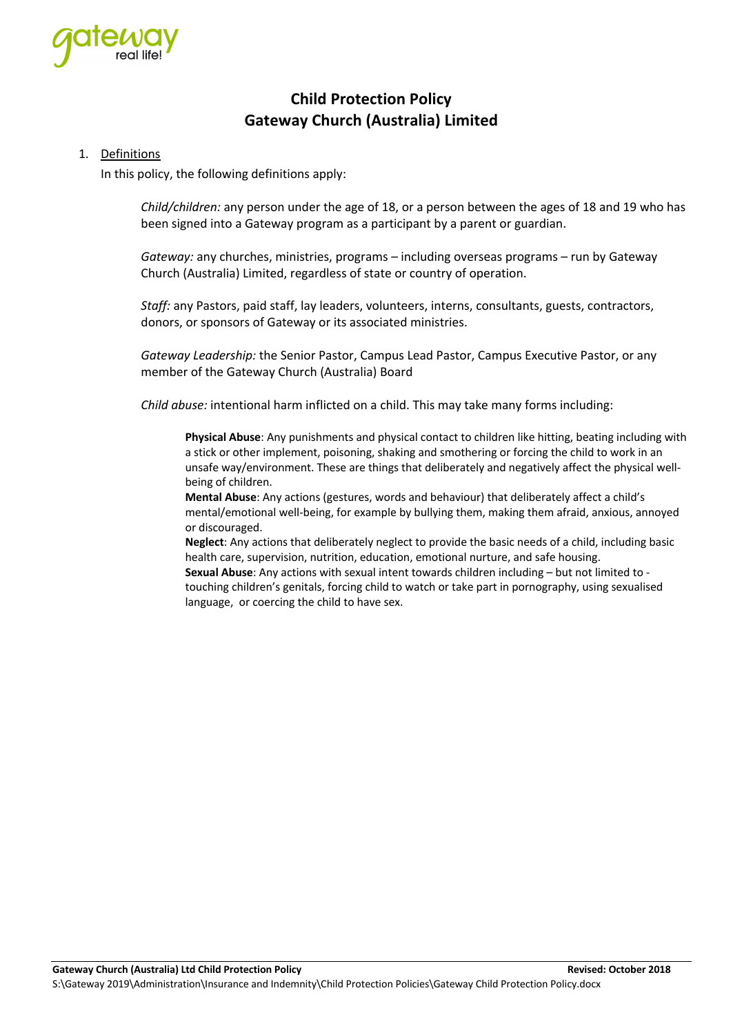# Child Protection Policy
# Gateway Church (Australia) Limited

1. Definitions

   In this policy, the following definitions apply:

   *Child/children:* any person under the age of 18, or a person between the ages of 18 and 19 who has been signed into a Gateway program as a participant by a parent or guardian.

   *Gateway:* any churches, ministries, programs – including overseas programs – run by Gateway Church (Australia) Limited, regardless of state or country of operation.

   *Staff:* any Pastors, paid staff, lay leaders, volunteers, interns, consultants, guests, contractors, donors, or sponsors of Gateway or its associated ministries.

   *Gateway Leadership:* the Senior Pastor, Campus Lead Pastor, Campus Executive Pastor, or any member of the Gateway Church (Australia) Board

   *Child abuse:* intentional harm inflicted on a child. This may take many forms including:

   **Physical Abuse**: Any punishments and physical contact to children like hitting, beating including with a stick or other implement, poisoning, shaking and smothering or forcing the child to work in an unsafe way/environment. These are things that deliberately and negatively affect the physical well-being of children.
   **Mental Abuse**: Any actions (gestures, words and behaviour) that deliberately affect a child's mental/emotional well-being, for example by bullying them, making them afraid, anxious, annoyed or discouraged.
   **Neglect**: Any actions that deliberately neglect to provide the basic needs of a child, including basic health care, supervision, nutrition, education, emotional nurture, and safe housing.
   **Sexual Abuse**: Any actions with sexual intent towards children including – but not limited to - touching children's genitals, forcing child to watch or take part in pornography, using sexualised language, or coercing the child to have sex.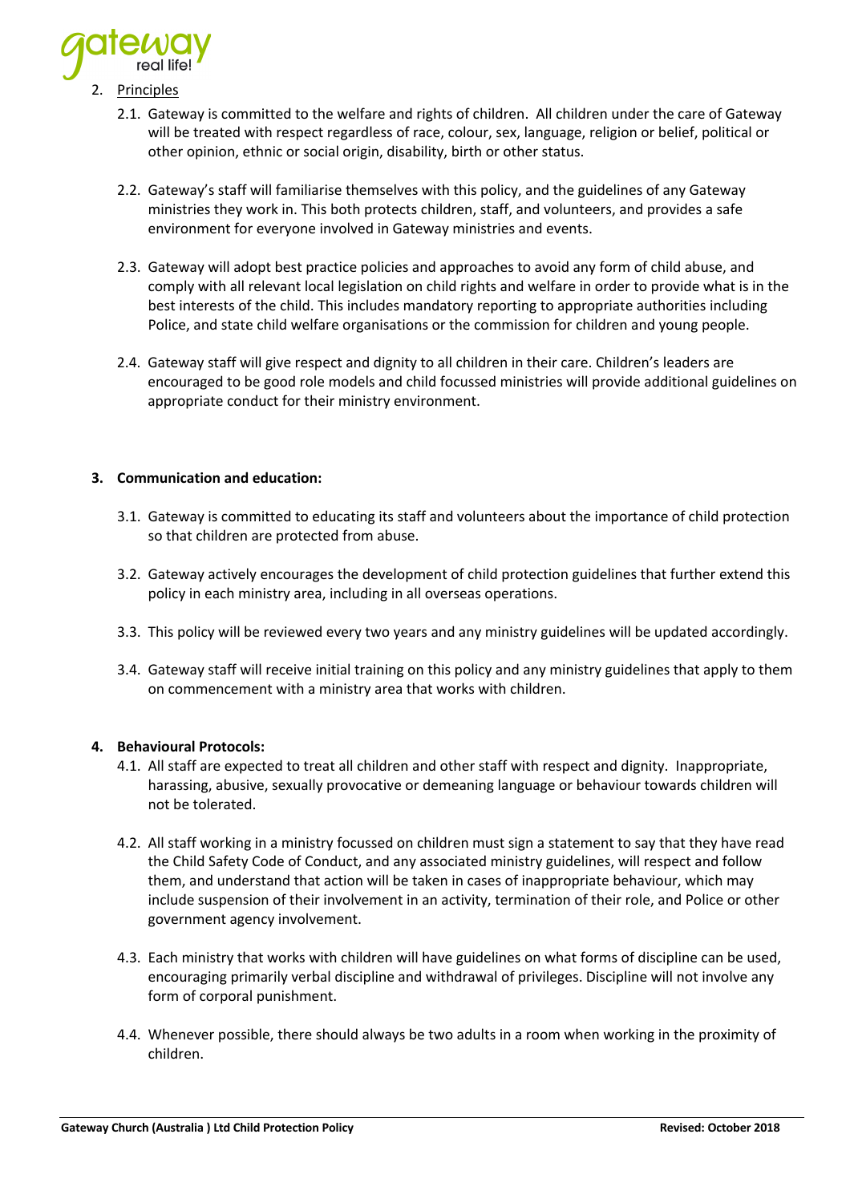2. Principles

   2.1. Gateway is committed to the welfare and rights of children. All children under the care of Gateway will be treated with respect regardless of race, colour, sex, language, religion or belief, political or other opinion, ethnic or social origin, disability, birth or other status.

   2.2. Gateway's staff will familiarise themselves with this policy, and the guidelines of any Gateway ministries they work in. This both protects children, staff, and volunteers, and provides a safe environment for everyone involved in Gateway ministries and events.

   2.3. Gateway will adopt best practice policies and approaches to avoid any form of child abuse, and comply with all relevant local legislation on child rights and welfare in order to provide what is in the best interests of the child. This includes mandatory reporting to appropriate authorities including Police, and state child welfare organisations or the commission for children and young people.

   2.4. Gateway staff will give respect and dignity to all children in their care. Children's leaders are encouraged to be good role models and child focussed ministries will provide additional guidelines on appropriate conduct for their ministry environment.

**3. Communication and education:**

   3.1. Gateway is committed to educating its staff and volunteers about the importance of child protection so that children are protected from abuse.

   3.2. Gateway actively encourages the development of child protection guidelines that further extend this policy in each ministry area, including in all overseas operations.

   3.3. This policy will be reviewed every two years and any ministry guidelines will be updated accordingly.

   3.4. Gateway staff will receive initial training on this policy and any ministry guidelines that apply to them on commencement with a ministry area that works with children.

**4. Behavioural Protocols:**

   4.1. All staff are expected to treat all children and other staff with respect and dignity. Inappropriate, harassing, abusive, sexually provocative or demeaning language or behaviour towards children will not be tolerated.

   4.2. All staff working in a ministry focussed on children must sign a statement to say that they have read the Child Safety Code of Conduct, and any associated ministry guidelines, will respect and follow them, and understand that action will be taken in cases of inappropriate behaviour, which may include suspension of their involvement in an activity, termination of their role, and Police or other government agency involvement.

   4.3. Each ministry that works with children will have guidelines on what forms of discipline can be used, encouraging primarily verbal discipline and withdrawal of privileges. Discipline will not involve any form of corporal punishment.

   4.4. Whenever possible, there should always be two adults in a room when working in the proximity of children.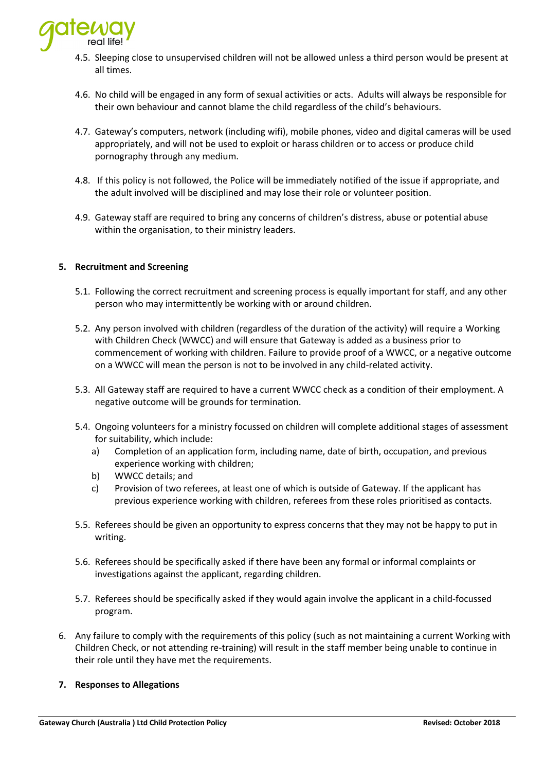4.5. Sleeping close to unsupervised children will not be allowed unless a third person would be present at all times.

4.6. No child will be engaged in any form of sexual activities or acts. Adults will always be responsible for their own behaviour and cannot blame the child regardless of the child's behaviours.

4.7. Gateway's computers, network (including wifi), mobile phones, video and digital cameras will be used appropriately, and will not be used to exploit or harass children or to access or produce child pornography through any medium.

4.8. If this policy is not followed, the Police will be immediately notified of the issue if appropriate, and the adult involved will be disciplined and may lose their role or volunteer position.

4.9. Gateway staff are required to bring any concerns of children's distress, abuse or potential abuse within the organisation, to their ministry leaders.

**5. Recruitment and Screening**

5.1. Following the correct recruitment and screening process is equally important for staff, and any other person who may intermittently be working with or around children.

5.2. Any person involved with children (regardless of the duration of the activity) will require a Working with Children Check (WWCC) and will ensure that Gateway is added as a business prior to commencement of working with children. Failure to provide proof of a WWCC, or a negative outcome on a WWCC will mean the person is not to be involved in any child-related activity.

5.3. All Gateway staff are required to have a current WWCC check as a condition of their employment. A negative outcome will be grounds for termination.

5.4. Ongoing volunteers for a ministry focussed on children will complete additional stages of assessment for suitability, which include:

a) Completion of an application form, including name, date of birth, occupation, and previous experience working with children;
b) WWCC details; and
c) Provision of two referees, at least one of which is outside of Gateway. If the applicant has previous experience working with children, referees from these roles prioritised as contacts.

5.5. Referees should be given an opportunity to express concerns that they may not be happy to put in writing.

5.6. Referees should be specifically asked if there have been any formal or informal complaints or investigations against the applicant, regarding children.

5.7. Referees should be specifically asked if they would again involve the applicant in a child-focussed program.

6. Any failure to comply with the requirements of this policy (such as not maintaining a current Working with Children Check, or not attending re-training) will result in the staff member being unable to continue in their role until they have met the requirements.

**7. Responses to Allegations**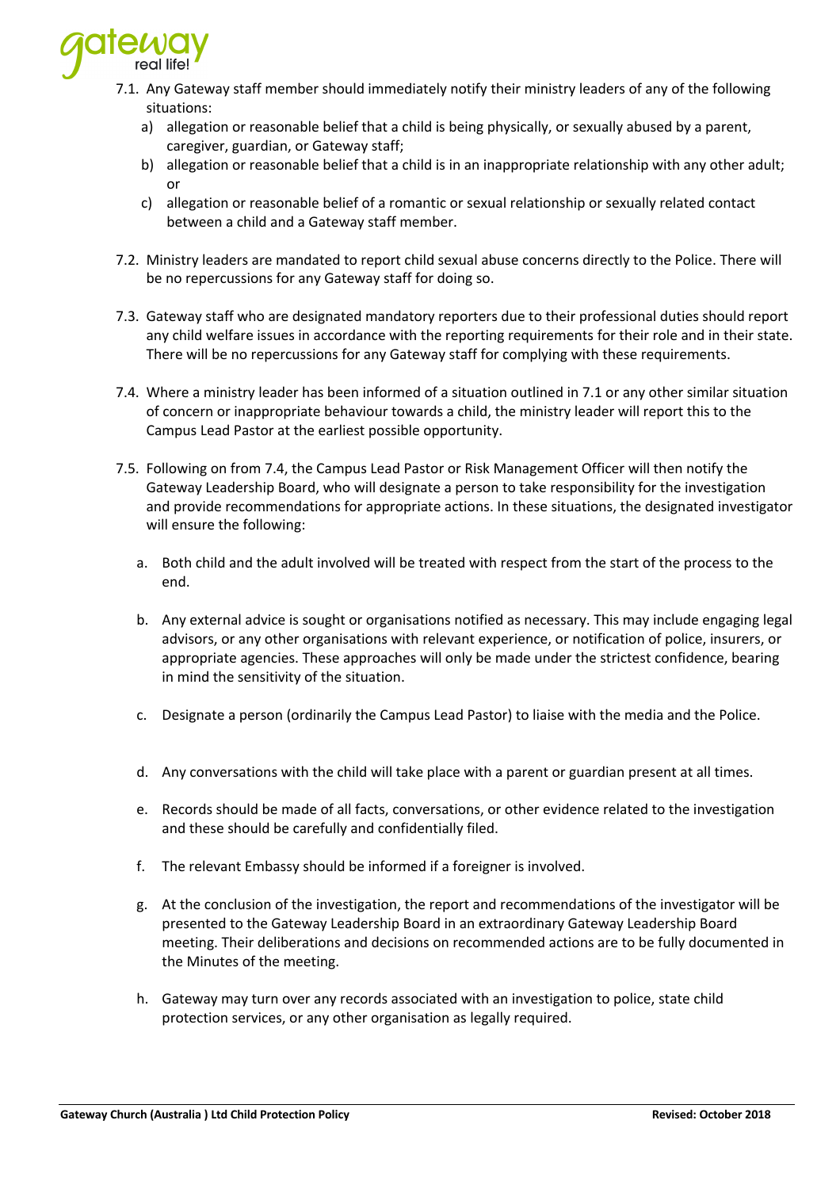7.1. Any Gateway staff member should immediately notify their ministry leaders of any of the following situations:

a) allegation or reasonable belief that a child is being physically, or sexually abused by a parent, caregiver, guardian, or Gateway staff;

b) allegation or reasonable belief that a child is in an inappropriate relationship with any other adult; or

c) allegation or reasonable belief of a romantic or sexual relationship or sexually related contact between a child and a Gateway staff member.

7.2. Ministry leaders are mandated to report child sexual abuse concerns directly to the Police. There will be no repercussions for any Gateway staff for doing so.

7.3. Gateway staff who are designated mandatory reporters due to their professional duties should report any child welfare issues in accordance with the reporting requirements for their role and in their state. There will be no repercussions for any Gateway staff for complying with these requirements.

7.4. Where a ministry leader has been informed of a situation outlined in 7.1 or any other similar situation of concern or inappropriate behaviour towards a child, the ministry leader will report this to the Campus Lead Pastor at the earliest possible opportunity.

7.5. Following on from 7.4, the Campus Lead Pastor or Risk Management Officer will then notify the Gateway Leadership Board, who will designate a person to take responsibility for the investigation and provide recommendations for appropriate actions. In these situations, the designated investigator will ensure the following:

a. Both child and the adult involved will be treated with respect from the start of the process to the end.

b. Any external advice is sought or organisations notified as necessary. This may include engaging legal advisors, or any other organisations with relevant experience, or notification of police, insurers, or appropriate agencies. These approaches will only be made under the strictest confidence, bearing in mind the sensitivity of the situation.

c. Designate a person (ordinarily the Campus Lead Pastor) to liaise with the media and the Police.

d. Any conversations with the child will take place with a parent or guardian present at all times.

e. Records should be made of all facts, conversations, or other evidence related to the investigation and these should be carefully and confidentially filed.

f. The relevant Embassy should be informed if a foreigner is involved.

g. At the conclusion of the investigation, the report and recommendations of the investigator will be presented to the Gateway Leadership Board in an extraordinary Gateway Leadership Board meeting. Their deliberations and decisions on recommended actions are to be fully documented in the Minutes of the meeting.

h. Gateway may turn over any records associated with an investigation to police, state child protection services, or any other organisation as legally required.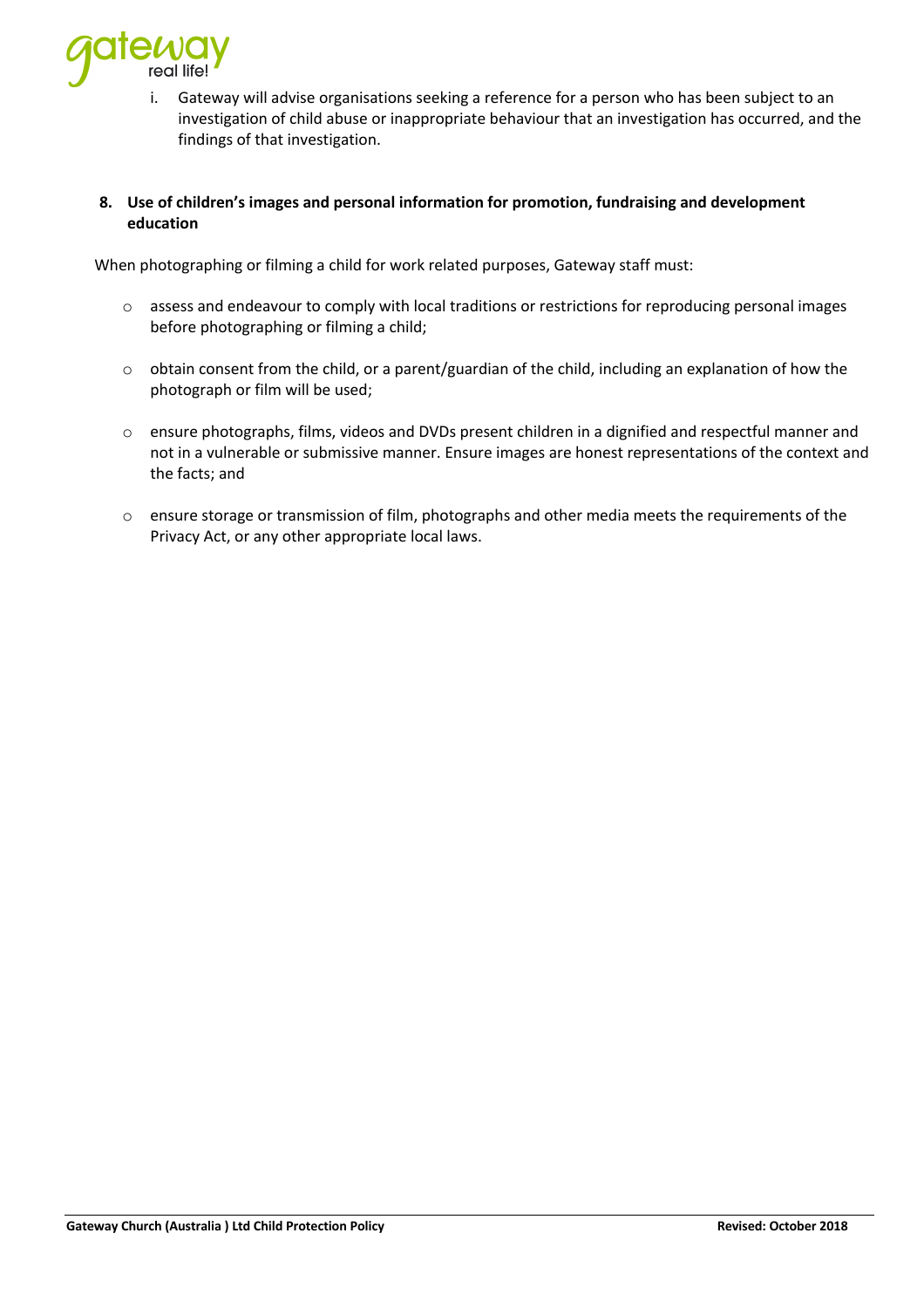i. Gateway will advise organisations seeking a reference for a person who has been subject to an investigation of child abuse or inappropriate behaviour that an investigation has occurred, and the findings of that investigation.

## 8. Use of children's images and personal information for promotion, fundraising and development education

When photographing or filming a child for work related purposes, Gateway staff must:

- assess and endeavour to comply with local traditions or restrictions for reproducing personal images before photographing or filming a child;
- obtain consent from the child, or a parent/guardian of the child, including an explanation of how the photograph or film will be used;
- ensure photographs, films, videos and DVDs present children in a dignified and respectful manner and not in a vulnerable or submissive manner. Ensure images are honest representations of the context and the facts; and
- ensure storage or transmission of film, photographs and other media meets the requirements of the Privacy Act, or any other appropriate local laws.